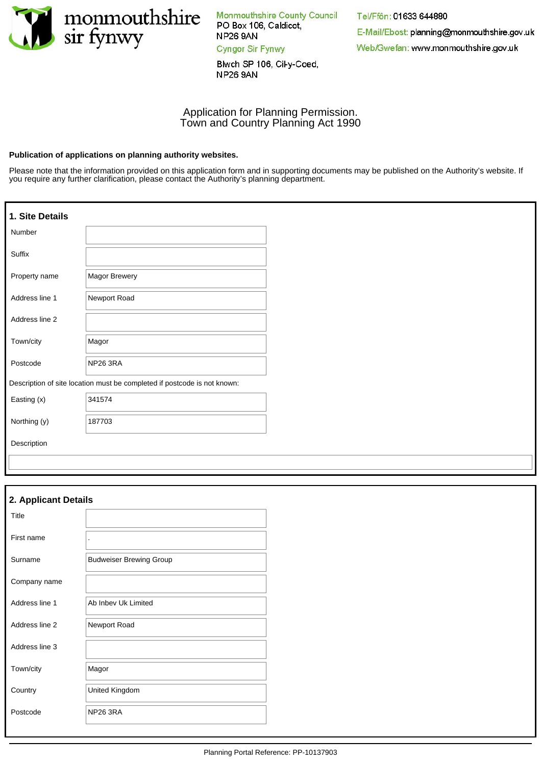monmouthshire sir fynwy

Monmouthshire County Council
PO Box 106, Caldicot,
NP26 9AN
Cyngor Sir Fynwy
Blwch SP 106, Cil-y-Coed,
NP26 9AN

Tel/Ffôn: 01633 644880
E-Mail/Ebost: planning@monmouthshire.gov.uk
Web/Gwefan: www.monmouthshire.gov.uk

# Application for Planning Permission.
# Town and Country Planning Act 1990

**Publication of applications on planning authority websites.**

Please note that the information provided on this application form and in supporting documents may be published on the Authority's website. If you require any further clarification, please contact the Authority's planning department.

## 1. Site Details

| | |
|---|---|
| Number | |
| Suffix | |
| Property name | Magor Brewery |
| Address line 1 | Newport Road |
| Address line 2 | |
| Town/city | Magor |
| Postcode | NP26 3RA |

Description of site location must be completed if postcode is not known:

| | |
|---|---|
| Easting (x) | 341574 |
| Northing (y) | 187703 |

Description

## 2. Applicant Details

| | |
|---|---|
| Title | |
| First name | . |
| Surname | Budweiser Brewing Group |
| Company name | |
| Address line 1 | Ab Inbev Uk Limited |
| Address line 2 | Newport Road |
| Address line 3 | |
| Town/city | Magor |
| Country | United Kingdom |
| Postcode | NP26 3RA |

Planning Portal Reference: PP-10137903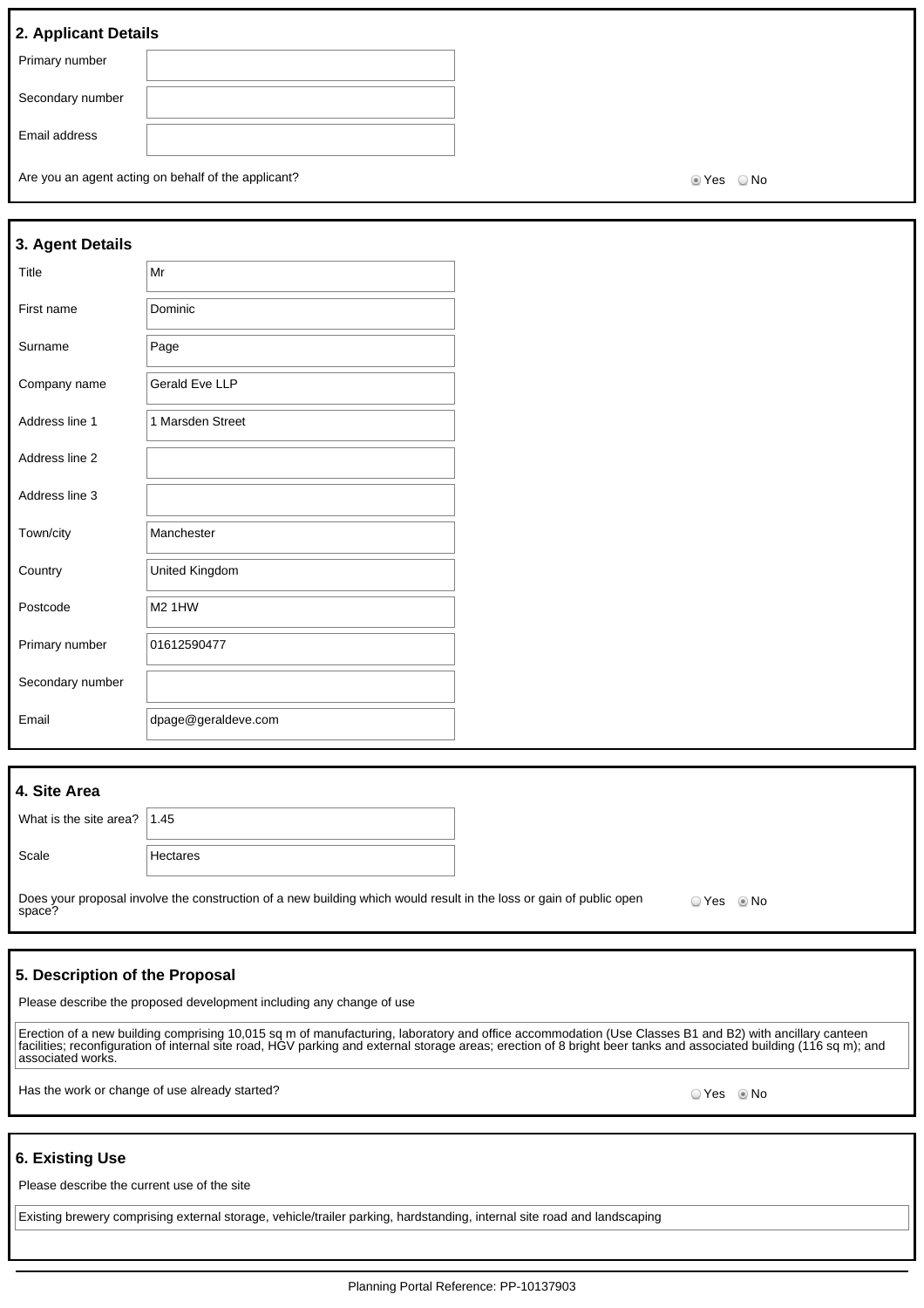## 2. Applicant Details

| | |
|---|---|
| Primary number | |
| Secondary number | |
| Email address | |

Are you an agent acting on behalf of the applicant? ◉ Yes ○ No

## 3. Agent Details

| | |
|---|---|
| Title | Mr |
| First name | Dominic |
| Surname | Page |
| Company name | Gerald Eve LLP |
| Address line 1 | 1 Marsden Street |
| Address line 2 | |
| Address line 3 | |
| Town/city | Manchester |
| Country | United Kingdom |
| Postcode | M2 1HW |
| Primary number | 01612590477 |
| Secondary number | |
| Email | dpage@geraldeve.com |

## 4. Site Area

| | |
|---|---|
| What is the site area? | 1.45 |
| Scale | Hectares |

Does your proposal involve the construction of a new building which would result in the loss or gain of public open space? ○ Yes ◉ No

## 5. Description of the Proposal

Please describe the proposed development including any change of use

Erection of a new building comprising 10,015 sq m of manufacturing, laboratory and office accommodation (Use Classes B1 and B2) with ancillary canteen facilities; reconfiguration of internal site road, HGV parking and external storage areas; erection of 8 bright beer tanks and associated building (116 sq m); and associated works.

Has the work or change of use already started? ○ Yes ◉ No

## 6. Existing Use

Please describe the current use of the site

Existing brewery comprising external storage, vehicle/trailer parking, hardstanding, internal site road and landscaping

Planning Portal Reference: PP-10137903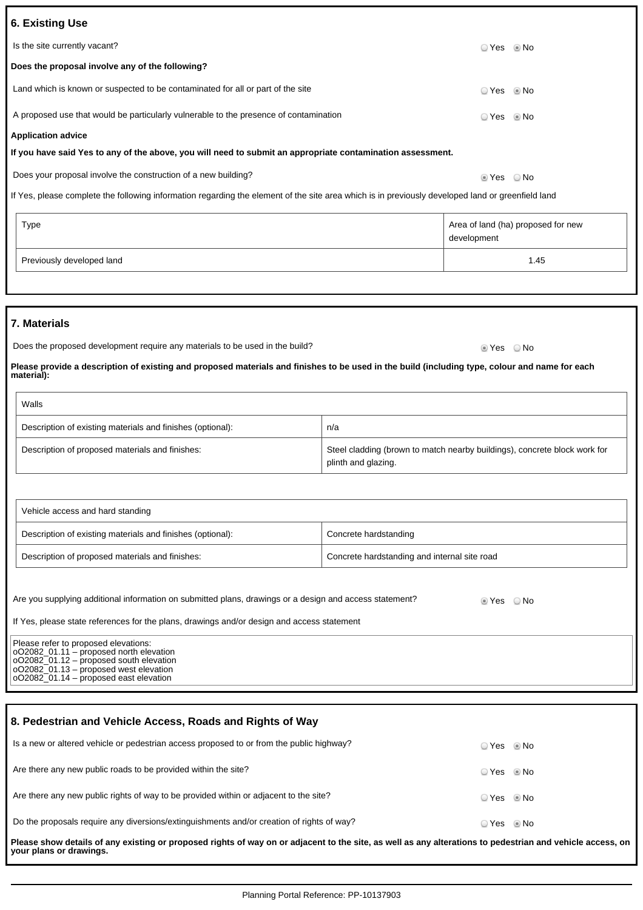## 6. Existing Use

Is the site currently vacant? ○ Yes ◉ No

**Does the proposal involve any of the following?**

Land which is known or suspected to be contaminated for all or part of the site ○ Yes ◉ No

A proposed use that would be particularly vulnerable to the presence of contamination ○ Yes ◉ No

**Application advice**

**If you have said Yes to any of the above, you will need to submit an appropriate contamination assessment.**

Does your proposal involve the construction of a new building? ◉ Yes ○ No

If Yes, please complete the following information regarding the element of the site area which is in previously developed land or greenfield land

| Type | Area of land (ha) proposed for new development |
|---|---|
| Previously developed land | 1.45 |

## 7. Materials

Does the proposed development require any materials to be used in the build? ◉ Yes ○ No

**Please provide a description of existing and proposed materials and finishes to be used in the build (including type, colour and name for each material):**

| Walls | |
|---|---|
| Description of existing materials and finishes (optional): | n/a |
| Description of proposed materials and finishes: | Steel cladding (brown to match nearby buildings), concrete block work for plinth and glazing. |

| Vehicle access and hard standing | |
|---|---|
| Description of existing materials and finishes (optional): | Concrete hardstanding |
| Description of proposed materials and finishes: | Concrete hardstanding and internal site road |

Are you supplying additional information on submitted plans, drawings or a design and access statement? ◉ Yes ○ No

If Yes, please state references for the plans, drawings and/or design and access statement

Please refer to proposed elevations:
oO2082_01.11 – proposed north elevation
oO2082_01.12 – proposed south elevation
oO2082_01.13 – proposed west elevation
oO2082_01.14 – proposed east elevation

## 8. Pedestrian and Vehicle Access, Roads and Rights of Way

Is a new or altered vehicle or pedestrian access proposed to or from the public highway? ○ Yes ◉ No

Are there any new public roads to be provided within the site? ○ Yes ◉ No

Are there any new public rights of way to be provided within or adjacent to the site? ○ Yes ◉ No

Do the proposals require any diversions/extinguishments and/or creation of rights of way? ○ Yes ◉ No

**Please show details of any existing or proposed rights of way on or adjacent to the site, as well as any alterations to pedestrian and vehicle access, on your plans or drawings.**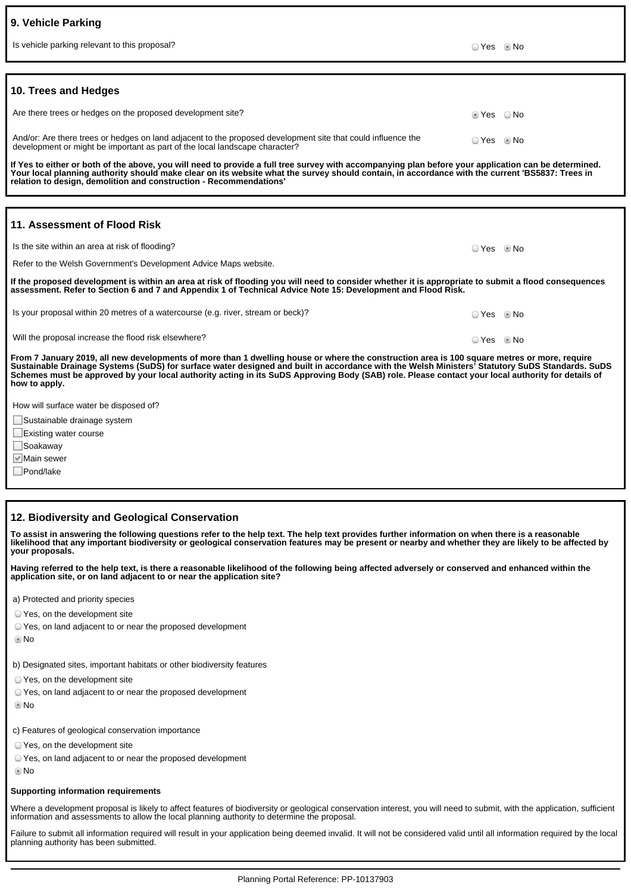## 9. Vehicle Parking

Is vehicle parking relevant to this proposal? ○ Yes ◉ No

## 10. Trees and Hedges

Are there trees or hedges on the proposed development site? ◉ Yes ○ No

And/or: Are there trees or hedges on land adjacent to the proposed development site that could influence the development or might be important as part of the local landscape character? ○ Yes ◉ No

**If Yes to either or both of the above, you will need to provide a full tree survey with accompanying plan before your application can be determined. Your local planning authority should make clear on its website what the survey should contain, in accordance with the current 'BS5837: Trees in relation to design, demolition and construction - Recommendations'**

## 11. Assessment of Flood Risk

Is the site within an area at risk of flooding? ○ Yes ◉ No

Refer to the Welsh Government's Development Advice Maps website.

**If the proposed development is within an area at risk of flooding you will need to consider whether it is appropriate to submit a flood consequences assessment. Refer to Section 6 and 7 and Appendix 1 of Technical Advice Note 15: Development and Flood Risk.**

Is your proposal within 20 metres of a watercourse (e.g. river, stream or beck)? ○ Yes ◉ No

Will the proposal increase the flood risk elsewhere? ○ Yes ◉ No

**From 7 January 2019, all new developments of more than 1 dwelling house or where the construction area is 100 square metres or more, require Sustainable Drainage Systems (SuDS) for surface water designed and built in accordance with the Welsh Ministers' Statutory SuDS Standards. SuDS Schemes must be approved by your local authority acting in its SuDS Approving Body (SAB) role. Please contact your local authority for details of how to apply.**

How will surface water be disposed of?

- [ ] Sustainable drainage system
- [ ] Existing water course
- [ ] Soakaway
- [x] Main sewer
- [ ] Pond/lake

## 12. Biodiversity and Geological Conservation

**To assist in answering the following questions refer to the help text. The help text provides further information on when there is a reasonable likelihood that any important biodiversity or geological conservation features may be present or nearby and whether they are likely to be affected by your proposals.**

**Having referred to the help text, is there a reasonable likelihood of the following being affected adversely or conserved and enhanced within the application site, or on land adjacent to or near the application site?**

a) Protected and priority species

○ Yes, on the development site
○ Yes, on land adjacent to or near the proposed development
◉ No

b) Designated sites, important habitats or other biodiversity features

○ Yes, on the development site
○ Yes, on land adjacent to or near the proposed development
◉ No

c) Features of geological conservation importance

○ Yes, on the development site
○ Yes, on land adjacent to or near the proposed development
◉ No

**Supporting information requirements**

Where a development proposal is likely to affect features of biodiversity or geological conservation interest, you will need to submit, with the application, sufficient information and assessments to allow the local planning authority to determine the proposal.

Failure to submit all information required will result in your application being deemed invalid. It will not be considered valid until all information required by the local planning authority has been submitted.

Planning Portal Reference: PP-10137903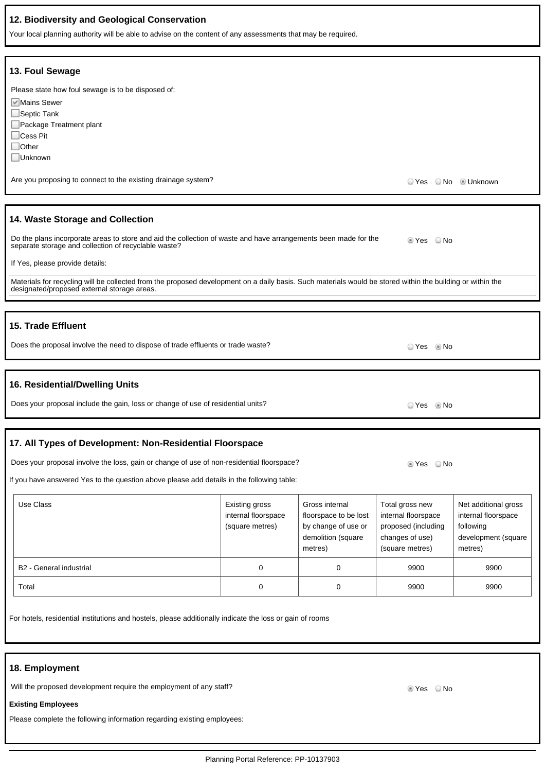## 12. Biodiversity and Geological Conservation

Your local planning authority will be able to advise on the content of any assessments that may be required.

## 13. Foul Sewage

Please state how foul sewage is to be disposed of:

- [x] Mains Sewer
- [ ] Septic Tank
- [ ] Package Treatment plant
- [ ] Cess Pit
- [ ] Other
- [ ] Unknown

Are you proposing to connect to the existing drainage system? ○ Yes ○ No ◉ Unknown

## 14. Waste Storage and Collection

Do the plans incorporate areas to store and aid the collection of waste and have arrangements been made for the separate storage and collection of recyclable waste? ◉ Yes ○ No

If Yes, please provide details:

Materials for recycling will be collected from the proposed development on a daily basis. Such materials would be stored within the building or within the designated/proposed external storage areas.

## 15. Trade Effluent

Does the proposal involve the need to dispose of trade effluents or trade waste? ○ Yes ◉ No

## 16. Residential/Dwelling Units

Does your proposal include the gain, loss or change of use of residential units? ○ Yes ◉ No

## 17. All Types of Development: Non-Residential Floorspace

Does your proposal involve the loss, gain or change of use of non-residential floorspace? ◉ Yes ○ No

If you have answered Yes to the question above please add details in the following table:

| Use Class | Existing gross internal floorspace (square metres) | Gross internal floorspace to be lost by change of use or demolition (square metres) | Total gross new internal floorspace proposed (including changes of use) (square metres) | Net additional gross internal floorspace following development (square metres) |
|---|---|---|---|---|
| B2 - General industrial | 0 | 0 | 9900 | 9900 |
| Total | 0 | 0 | 9900 | 9900 |

For hotels, residential institutions and hostels, please additionally indicate the loss or gain of rooms

## 18. Employment

Will the proposed development require the employment of any staff? ◉ Yes ○ No

**Existing Employees**

Please complete the following information regarding existing employees: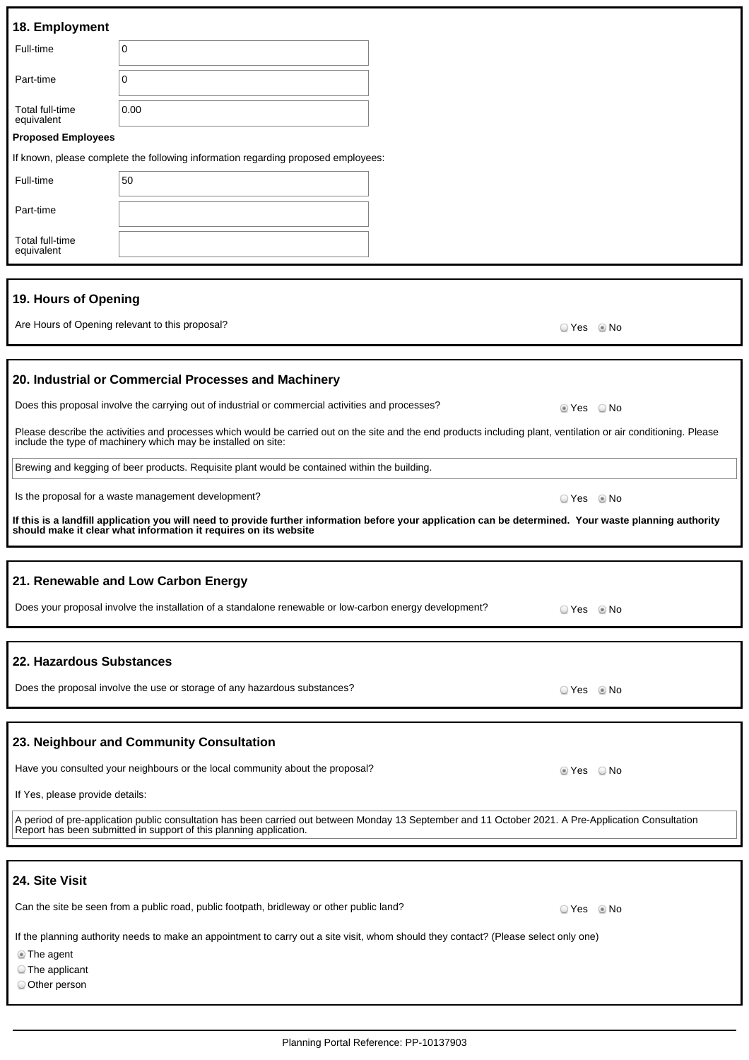## 18. Employment

| | |
|---|---|
| Full-time | 0 |
| Part-time | 0 |
| Total full-time equivalent | 0.00 |

**Proposed Employees**

If known, please complete the following information regarding proposed employees:

| | |
|---|---|
| Full-time | 50 |
| Part-time | |
| Total full-time equivalent | |

## 19. Hours of Opening

Are Hours of Opening relevant to this proposal? ○ Yes ◉ No

## 20. Industrial or Commercial Processes and Machinery

Does this proposal involve the carrying out of industrial or commercial activities and processes? ◉ Yes ○ No

Please describe the activities and processes which would be carried out on the site and the end products including plant, ventilation or air conditioning. Please include the type of machinery which may be installed on site:

Brewing and kegging of beer products. Requisite plant would be contained within the building.

Is the proposal for a waste management development? ○ Yes ◉ No

**If this is a landfill application you will need to provide further information before your application can be determined. Your waste planning authority should make it clear what information it requires on its website**

## 21. Renewable and Low Carbon Energy

Does your proposal involve the installation of a standalone renewable or low-carbon energy development? ○ Yes ◉ No

## 22. Hazardous Substances

Does the proposal involve the use or storage of any hazardous substances? ○ Yes ◉ No

## 23. Neighbour and Community Consultation

Have you consulted your neighbours or the local community about the proposal? ◉ Yes ○ No

If Yes, please provide details:

A period of pre-application public consultation has been carried out between Monday 13 September and 11 October 2021. A Pre-Application Consultation Report has been submitted in support of this planning application.

## 24. Site Visit

Can the site be seen from a public road, public footpath, bridleway or other public land? ○ Yes ◉ No

If the planning authority needs to make an appointment to carry out a site visit, whom should they contact? (Please select only one)

- ◉ The agent
- ○ The applicant
- ○ Other person

Planning Portal Reference: PP-10137903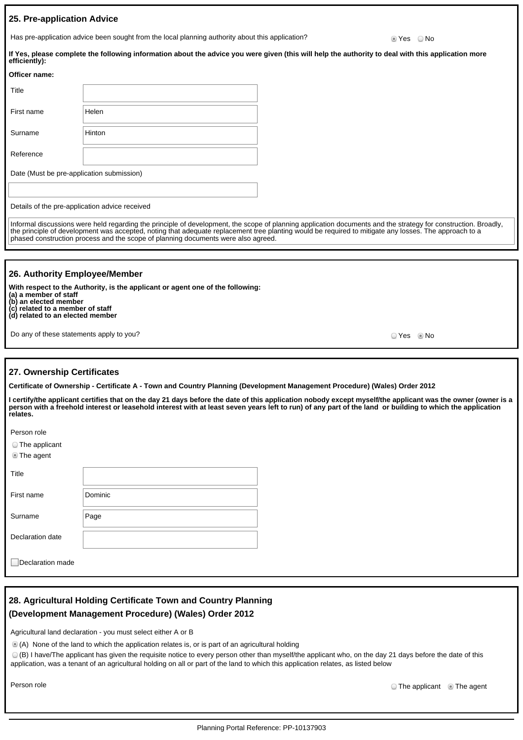## 25. Pre-application Advice

Has pre-application advice been sought from the local planning authority about this application? ◉ Yes ○ No

**If Yes, please complete the following information about the advice you were given (this will help the authority to deal with this application more efficiently):**

**Officer name:**

| | |
|---|---|
| Title | |
| First name | Helen |
| Surname | Hinton |
| Reference | |

Date (Must be pre-application submission)

Details of the pre-application advice received

Informal discussions were held regarding the principle of development, the scope of planning application documents and the strategy for construction. Broadly, the principle of development was accepted, noting that adequate replacement tree planting would be required to mitigate any losses. The approach to a phased construction process and the scope of planning documents were also agreed.

## 26. Authority Employee/Member

**With respect to the Authority, is the applicant or agent one of the following:**
**(a) a member of staff**
**(b) an elected member**
**(c) related to a member of staff**
**(d) related to an elected member**

Do any of these statements apply to you? ○ Yes ◉ No

## 27. Ownership Certificates

**Certificate of Ownership - Certificate A - Town and Country Planning (Development Management Procedure) (Wales) Order 2012**

**I certify/the applicant certifies that on the day 21 days before the date of this application nobody except myself/the applicant was the owner (owner is a person with a freehold interest or leasehold interest with at least seven years left to run) of any part of the land or building to which the application relates.**

Person role

○ The applicant
◉ The agent

| | |
|---|---|
| Title | |
| First name | Dominic |
| Surname | Page |
| Declaration date | |

☐ Declaration made

## 28. Agricultural Holding Certificate Town and Country Planning (Development Management Procedure) (Wales) Order 2012

Agricultural land declaration - you must select either A or B

◉ (A) None of the land to which the application relates is, or is part of an agricultural holding

○ (B) I have/The applicant has given the requisite notice to every person other than myself/the applicant who, on the day 21 days before the date of this application, was a tenant of an agricultural holding on all or part of the land to which this application relates, as listed below

Person role ○ The applicant ◉ The agent

Planning Portal Reference: PP-10137903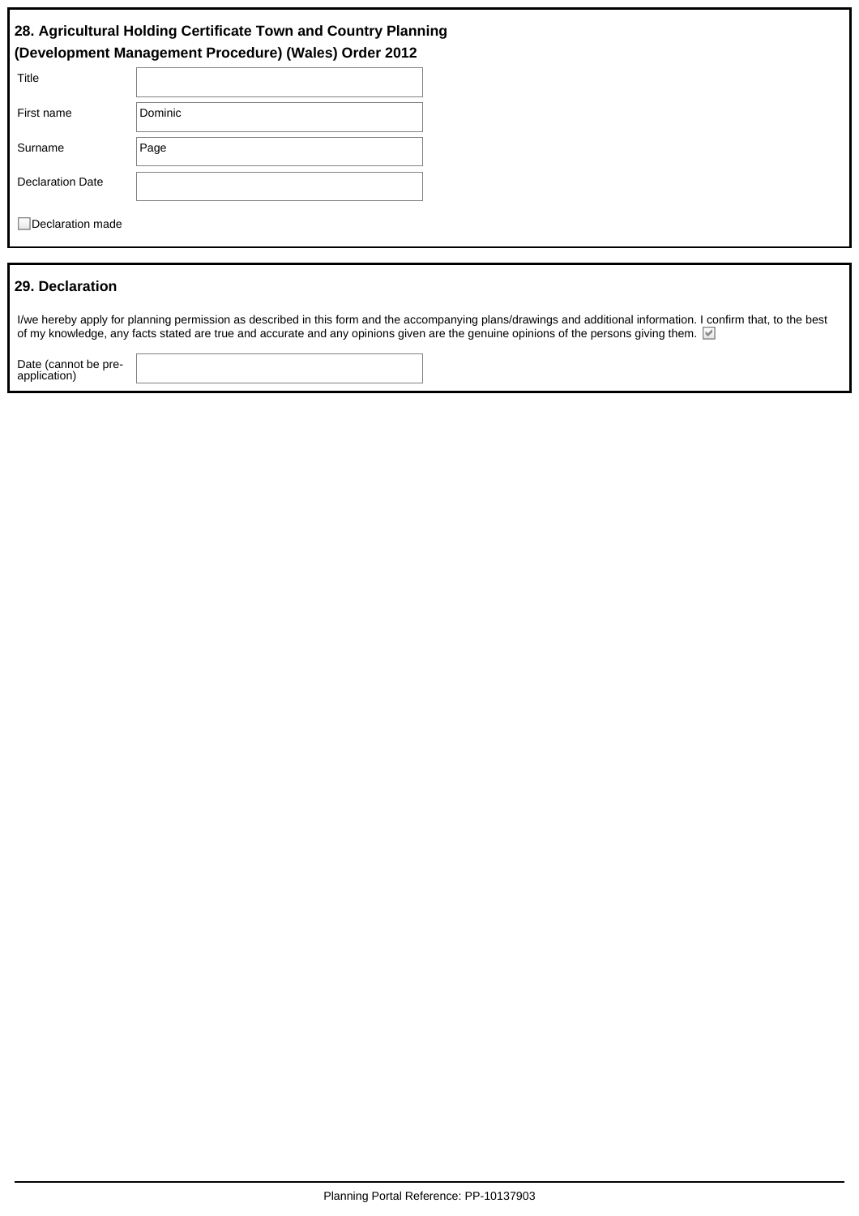## 28. Agricultural Holding Certificate Town and Country Planning (Development Management Procedure) (Wales) Order 2012

| | |
|---|---|
| Title | |
| First name | Dominic |
| Surname | Page |
| Declaration Date | |

☐ Declaration made

## 29. Declaration

I/we hereby apply for planning permission as described in this form and the accompanying plans/drawings and additional information. I confirm that, to the best of my knowledge, any facts stated are true and accurate and any opinions given are the genuine opinions of the persons giving them. ☑

| | |
|---|---|
| Date (cannot be pre-application) | |

Planning Portal Reference: PP-10137903